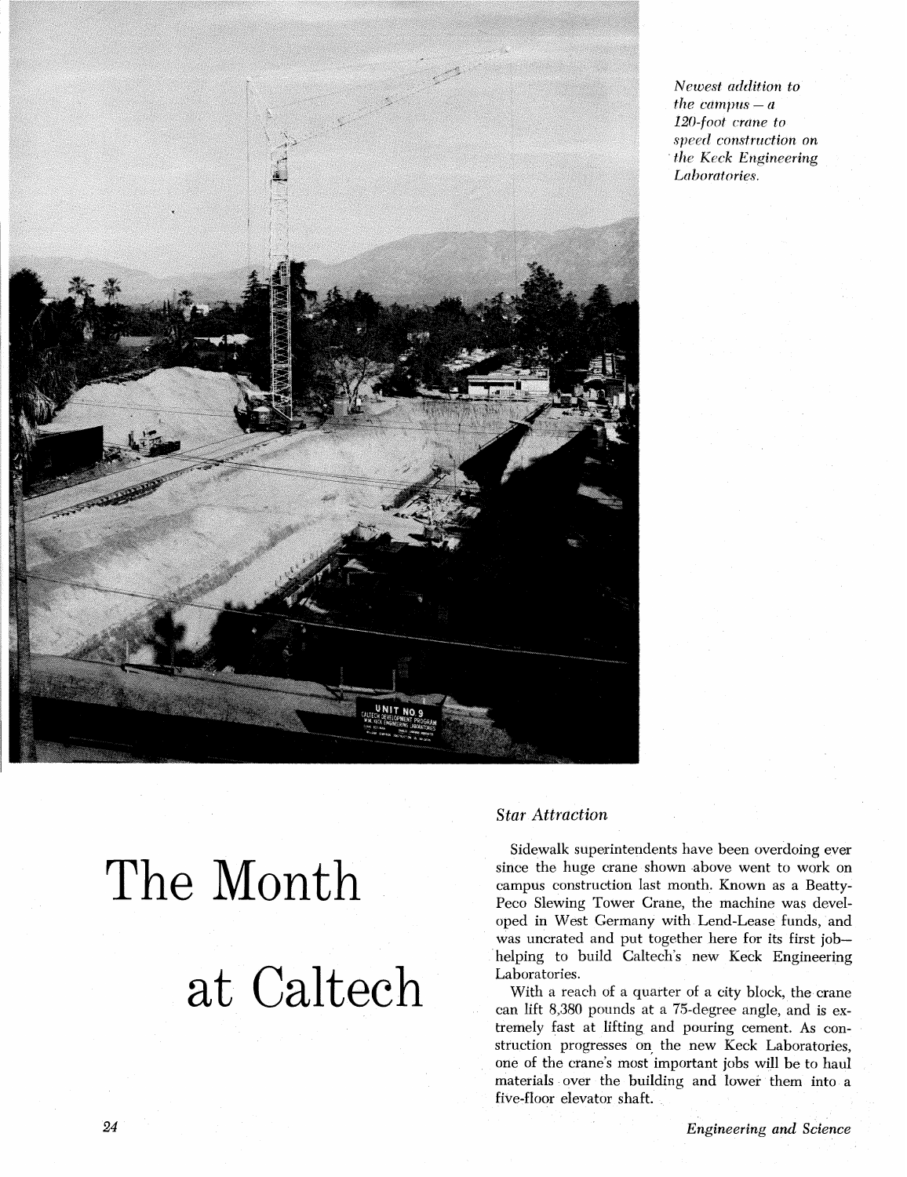*Newest addition to the campus — a 120-foot crane to speed construction on the Keck Engineering Laboratories.*

# The Month at Caltech

### *Star Attraction*

Sidewalk superintendents have been overdoing ever since the huge crane shown above went to work on campus construction last month. Known as a Beatty-Peco Slewing Tower Crane, the machine was developed in West Germany with Lend-Lease funds, and was uncrated and put together here for its first job—helping to build Caltech's new Keck Engineering Laboratories.

With a reach of a quarter of a city block, the crane can lift 8,380 pounds at a 75-degree angle, and is extremely fast at lifting and pouring cement. As construction progresses on the new Keck Laboratories, one of the crane's most important jobs will be to haul materials over the building and lower them into a five-floor elevator shaft.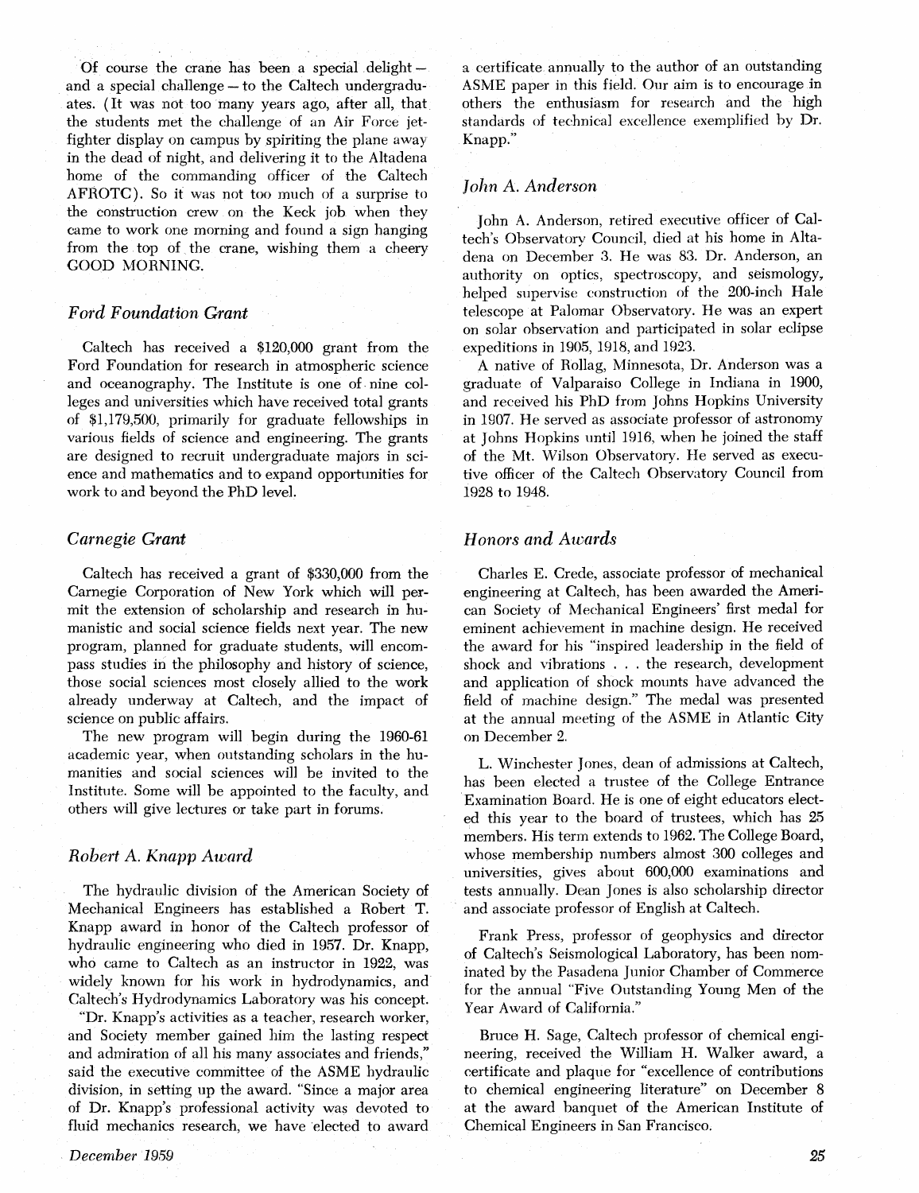Of course the crane has been a special delight — and a special challenge — to the Caltech undergraduates. (It was not too many years ago, after all, that the students met the challenge of an Air Force jet-fighter display on campus by spiriting the plane away in the dead of night, and delivering it to the Altadena home of the commanding officer of the Caltech AFROTC). So it was not too much of a surprise to the construction crew on the Keck job when they came to work one morning and found a sign hanging from the top of the crane, wishing them a cheery GOOD MORNING.

### *Ford Foundation Grant*

Caltech has received a $120,000 grant from the Ford Foundation for research in atmospheric science and oceanography. The Institute is one of nine colleges and universities which have received total grants of $1,179,500, primarily for graduate fellowships in various fields of science and engineering. The grants are designed to recruit undergraduate majors in science and mathematics and to expand opportunities for work to and beyond the PhD level.

### *Carnegie Grant*

Caltech has received a grant of $330,000 from the Carnegie Corporation of New York which will permit the extension of scholarship and research in humanistic and social science fields next year. The new program, planned for graduate students, will encompass studies in the philosophy and history of science, those social sciences most closely allied to the work already underway at Caltech, and the impact of science on public affairs.

The new program will begin during the 1960-61 academic year, when outstanding scholars in the humanities and social sciences will be invited to the Institute. Some will be appointed to the faculty, and others will give lectures or take part in forums.

### *Robert A. Knapp Award*

The hydraulic division of the American Society of Mechanical Engineers has established a Robert T. Knapp award in honor of the Caltech professor of hydraulic engineering who died in 1957. Dr. Knapp, who came to Caltech as an instructor in 1922, was widely known for his work in hydrodynamics, and Caltech's Hydrodynamics Laboratory was his concept.

"Dr. Knapp's activities as a teacher, research worker, and Society member gained him the lasting respect and admiration of all his many associates and friends," said the executive committee of the ASME hydraulic division, in setting up the award. "Since a major area of Dr. Knapp's professional activity was devoted to fluid mechanics research, we have elected to award a certificate annually to the author of an outstanding ASME paper in this field. Our aim is to encourage in others the enthusiasm for research and the high standards of technical excellence exemplified by Dr. Knapp."

### *John A. Anderson*

John A. Anderson, retired executive officer of Caltech's Observatory Council, died at his home in Altadena on December 3. He was 83. Dr. Anderson, an authority on optics, spectroscopy, and seismology, helped supervise construction of the 200-inch Hale telescope at Palomar Observatory. He was an expert on solar observation and participated in solar eclipse expeditions in 1905, 1918, and 1923.

A native of Rollag, Minnesota, Dr. Anderson was a graduate of Valparaiso College in Indiana in 1900, and received his PhD from Johns Hopkins University in 1907. He served as associate professor of astronomy at Johns Hopkins until 1916, when he joined the staff of the Mt. Wilson Observatory. He served as executive officer of the Caltech Observatory Council from 1928 to 1948.

### *Honors and Awards*

Charles E. Crede, associate professor of mechanical engineering at Caltech, has been awarded the American Society of Mechanical Engineers' first medal for eminent achievement in machine design. He received the award for his "inspired leadership in the field of shock and vibrations . . . the research, development and application of shock mounts have advanced the field of machine design." The medal was presented at the annual meeting of the ASME in Atlantic City on December 2.

L. Winchester Jones, dean of admissions at Caltech, has been elected a trustee of the College Entrance Examination Board. He is one of eight educators elected this year to the board of trustees, which has 25 members. His term extends to 1962. The College Board, whose membership numbers almost 300 colleges and universities, gives about 600,000 examinations and tests annually. Dean Jones is also scholarship director and associate professor of English at Caltech.

Frank Press, professor of geophysics and director of Caltech's Seismological Laboratory, has been nominated by the Pasadena Junior Chamber of Commerce for the annual "Five Outstanding Young Men of the Year Award of California."

Bruce H. Sage, Caltech professor of chemical engineering, received the William H. Walker award, a certificate and plaque for "excellence of contributions to chemical engineering literature" on December 8 at the award banquet of the American Institute of Chemical Engineers in San Francisco.